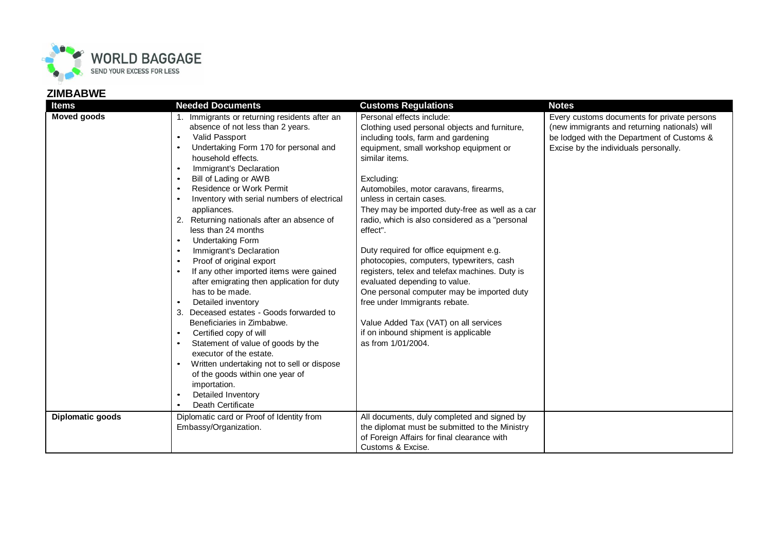WORLD BAGGAGE
SEND YOUR EXCESS FOR LESS

## ZIMBABWE

| Items | Needed Documents | Customs Regulations | Notes |
|---|---|---|---|
| **Moved goods** | 1. Immigrants or returning residents after an absence of not less than 2 years.<br>• Valid Passport<br>• Undertaking Form 170 for personal and household effects.<br>• Immigrant's Declaration<br>• Bill of Lading or AWB<br>• Residence or Work Permit<br>• Inventory with serial numbers of electrical appliances.<br>2. Returning nationals after an absence of less than 24 months<br>• Undertaking Form<br>• Immigrant's Declaration<br>• Proof of original export<br>• If any other imported items were gained after emigrating then application for duty has to be made.<br>• Detailed inventory<br>3. Deceased estates - Goods forwarded to Beneficiaries in Zimbabwe.<br>• Certified copy of will<br>• Statement of value of goods by the executor of the estate.<br>• Written undertaking not to sell or dispose of the goods within one year of importation.<br>• Detailed Inventory<br>• Death Certificate | Personal effects include:<br>Clothing used personal objects and furniture, including tools, farm and gardening equipment, small workshop equipment or similar items.<br><br>Excluding:<br>Automobiles, motor caravans, firearms, unless in certain cases.<br>They may be imported duty-free as well as a car radio, which is also considered as a "personal effect".<br><br>Duty required for office equipment e.g. photocopies, computers, typewriters, cash registers, telex and telefax machines. Duty is evaluated depending to value.<br>One personal computer may be imported duty free under Immigrants rebate.<br><br>Value Added Tax (VAT) on all services if on inbound shipment is applicable as from 1/01/2004. | Every customs documents for private persons (new immigrants and returning nationals) will be lodged with the Department of Customs & Excise by the individuals personally. |
| **Diplomatic goods** | Diplomatic card or Proof of Identity from Embassy/Organization. | All documents, duly completed and signed by the diplomat must be submitted to the Ministry of Foreign Affairs for final clearance with Customs & Excise. | |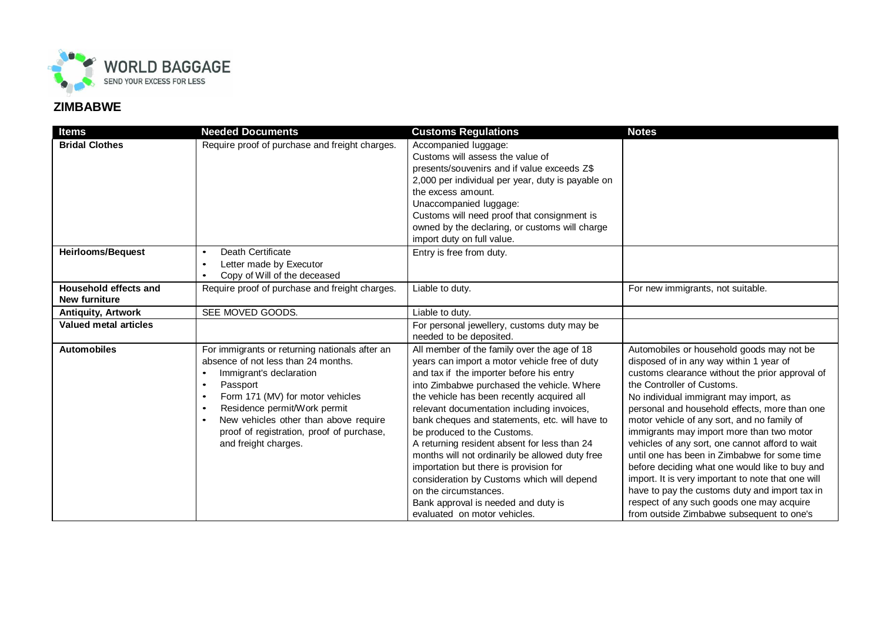## ZIMBABWE

| Items | Needed Documents | Customs Regulations | Notes |
|---|---|---|---|
| **Bridal Clothes** | Require proof of purchase and freight charges. | Accompanied luggage:<br>Customs will assess the value of presents/souvenirs and if value exceeds Z$ 2,000 per individual per year, duty is payable on the excess amount.<br>Unaccompanied luggage:<br>Customs will need proof that consignment is owned by the declaring, or customs will charge import duty on full value. | |
| **Heirlooms/Bequest** | • Death Certificate<br>• Letter made by Executor<br>• Copy of Will of the deceased | Entry is free from duty. | |
| **Household effects and New furniture** | Require proof of purchase and freight charges. | Liable to duty. | For new immigrants, not suitable. |
| **Antiquity, Artwork** | SEE MOVED GOODS. | Liable to duty. | |
| **Valued metal articles** | | For personal jewellery, customs duty may be needed to be deposited. | |
| **Automobiles** | For immigrants or returning nationals after an absence of not less than 24 months.<br>• Immigrant's declaration<br>• Passport<br>• Form 171 (MV) for motor vehicles<br>• Residence permit/Work permit<br>• New vehicles other than above require proof of registration, proof of purchase, and freight charges. | All member of the family over the age of 18 years can import a motor vehicle free of duty and tax if the importer before his entry into Zimbabwe purchased the vehicle. Where the vehicle has been recently acquired all relevant documentation including invoices, bank cheques and statements, etc. will have to be produced to the Customs.<br>A returning resident absent for less than 24 months will not ordinarily be allowed duty free importation but there is provision for consideration by Customs which will depend on the circumstances.<br>Bank approval is needed and duty is evaluated on motor vehicles. | Automobiles or household goods may not be disposed of in any way within 1 year of customs clearance without the prior approval of the Controller of Customs.<br>No individual immigrant may import, as personal and household effects, more than one motor vehicle of any sort, and no family of immigrants may import more than two motor vehicles of any sort, one cannot afford to wait until one has been in Zimbabwe for some time before deciding what one would like to buy and import. It is very important to note that one will have to pay the customs duty and import tax in respect of any such goods one may acquire from outside Zimbabwe subsequent to one's |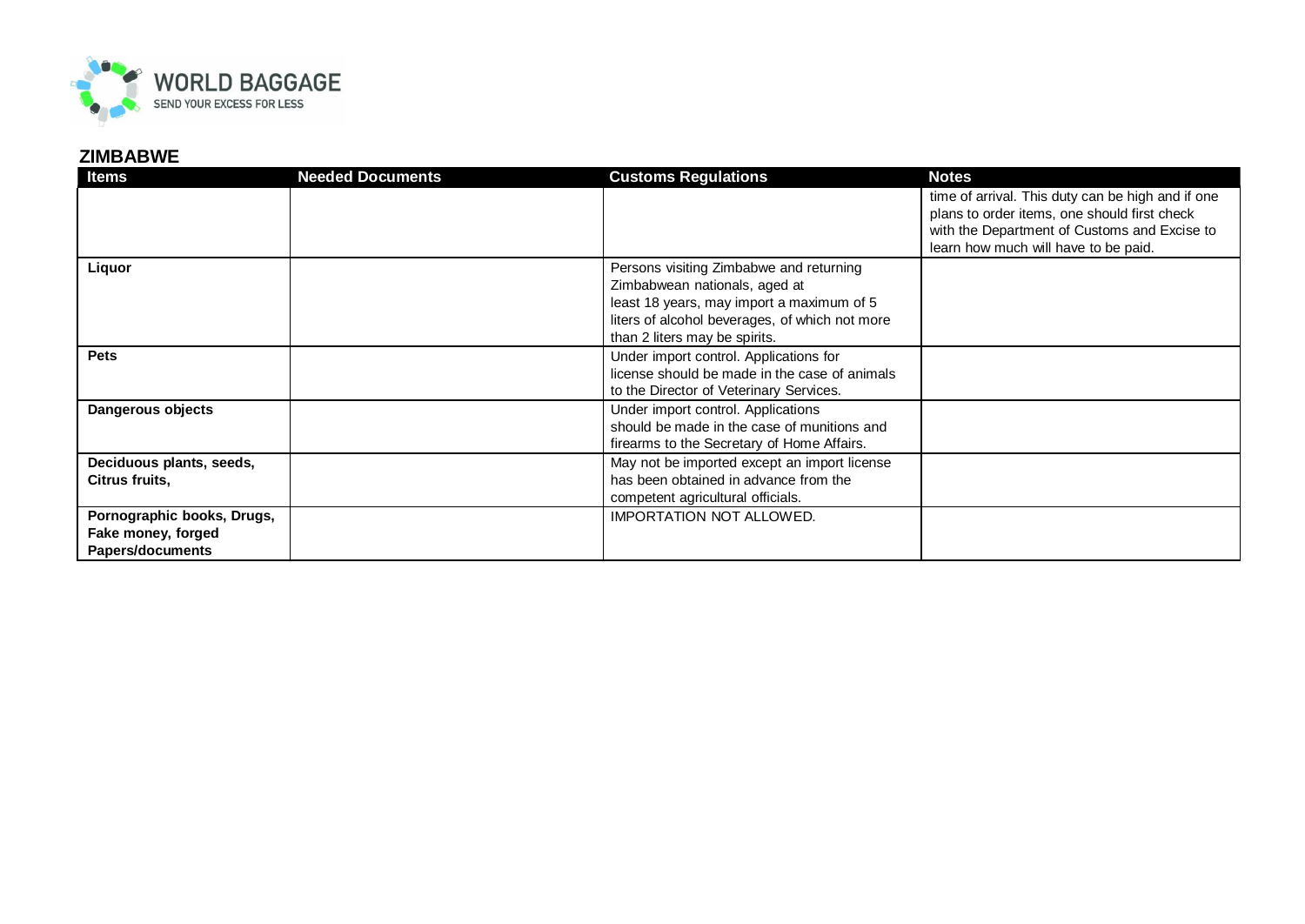## ZIMBABWE

| Items | Needed Documents | Customs Regulations | Notes |
|---|---|---|---|
| | | | time of arrival. This duty can be high and if one plans to order items, one should first check with the Department of Customs and Excise to learn how much will have to be paid. |
| **Liquor** | | Persons visiting Zimbabwe and returning Zimbabwean nationals, aged at least 18 years, may import a maximum of 5 liters of alcohol beverages, of which not more than 2 liters may be spirits. | |
| **Pets** | | Under import control. Applications for license should be made in the case of animals to the Director of Veterinary Services. | |
| **Dangerous objects** | | Under import control. Applications should be made in the case of munitions and firearms to the Secretary of Home Affairs. | |
| **Deciduous plants, seeds, Citrus fruits,** | | May not be imported except an import license has been obtained in advance from the competent agricultural officials. | |
| **Pornographic books, Drugs, Fake money, forged Papers/documents** | | IMPORTATION NOT ALLOWED. | |